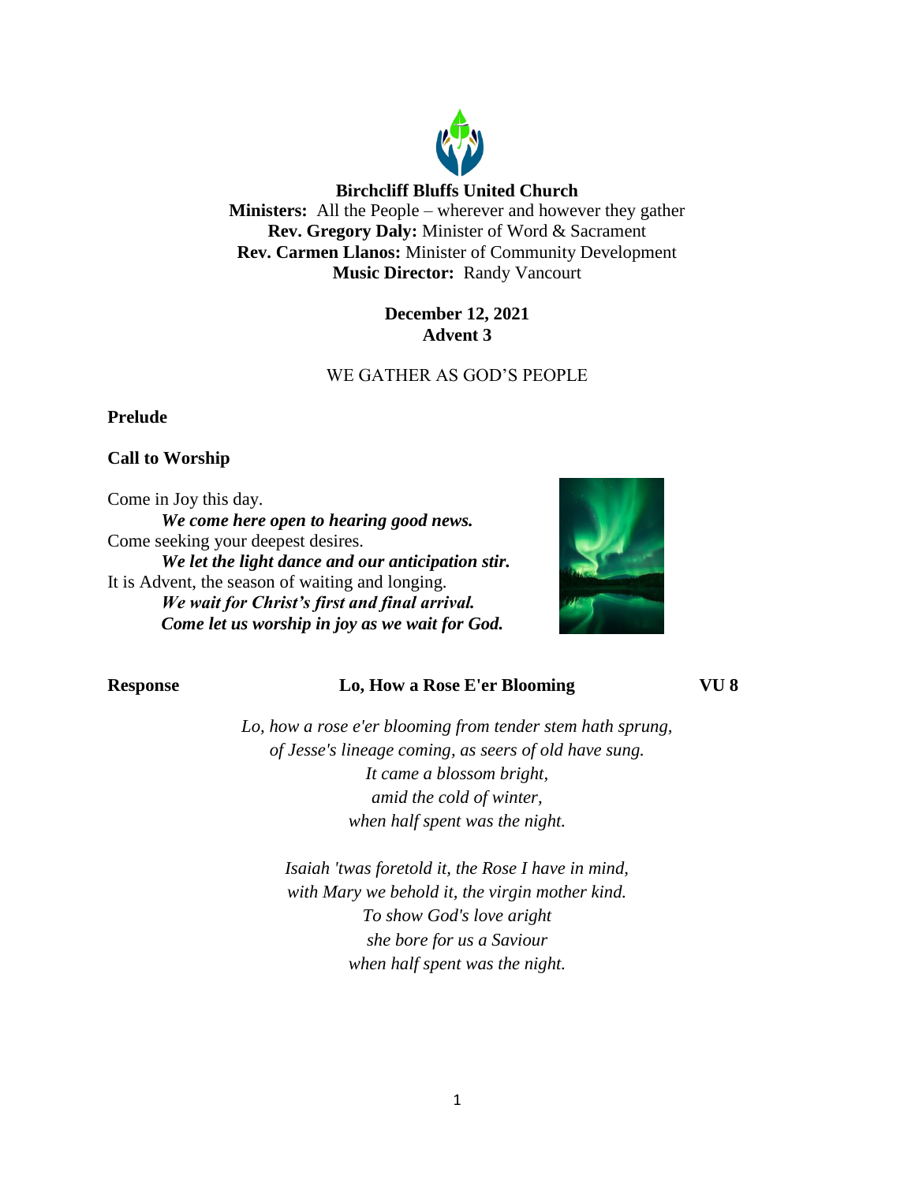**Birchcliff Bluffs United Church**
**Ministers:** All the People – wherever and however they gather
**Rev. Gregory Daly:** Minister of Word & Sacrament
**Rev. Carmen Llanos:** Minister of Community Development
**Music Director:** Randy Vancourt

**December 12, 2021**
**Advent 3**

WE GATHER AS GOD'S PEOPLE

**Prelude**

**Call to Worship**

Come in Joy this day.
***We come here open to hearing good news.***
Come seeking your deepest desires.
***We let the light dance and our anticipation stir.***
It is Advent, the season of waiting and longing.
***We wait for Christ's first and final arrival.***
***Come let us worship in joy as we wait for God.***

**Response** **Lo, How a Rose E'er Blooming** **VU 8**

*Lo, how a rose e'er blooming from tender stem hath sprung,*
*of Jesse's lineage coming, as seers of old have sung.*
*It came a blossom bright,*
*amid the cold of winter,*
*when half spent was the night.*

*Isaiah 'twas foretold it, the Rose I have in mind,*
*with Mary we behold it, the virgin mother kind.*
*To show God's love aright*
*she bore for us a Saviour*
*when half spent was the night.*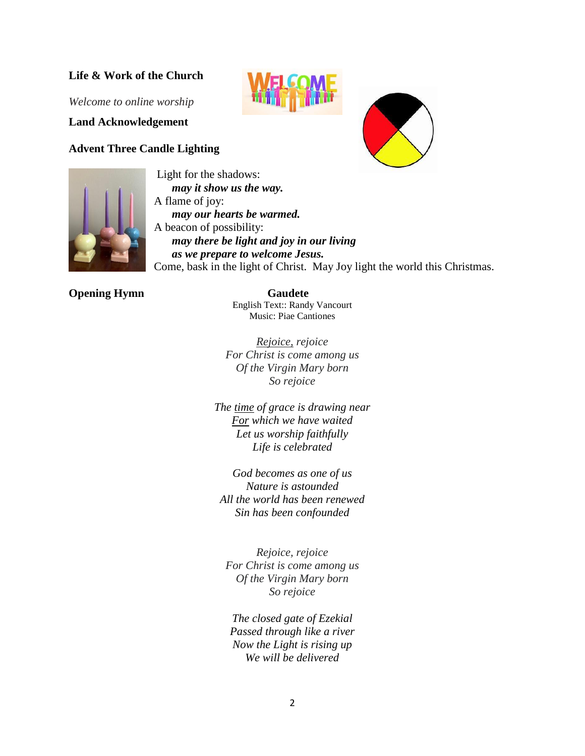**Life & Work of the Church**

*Welcome to online worship*

**Land Acknowledgement**

**Advent Three Candle Lighting**

Light for the shadows:
***may it show us the way.***
A flame of joy:
***may our hearts be warmed.***
A beacon of possibility:
***may there be light and joy in our living***
***as we prepare to welcome Jesus.***
Come, bask in the light of Christ. May Joy light the world this Christmas.

**Opening Hymn**

**Gaudete**
English Text:: Randy Vancourt
Music: Piae Cantiones

*Rejoice, rejoice*
*For Christ is come among us*
*Of the Virgin Mary born*
*So rejoice*

*The time of grace is drawing near*
*For which we have waited*
*Let us worship faithfully*
*Life is celebrated*

*God becomes as one of us*
*Nature is astounded*
*All the world has been renewed*
*Sin has been confounded*

*Rejoice, rejoice*
*For Christ is come among us*
*Of the Virgin Mary born*
*So rejoice*

*The closed gate of Ezekial*
*Passed through like a river*
*Now the Light is rising up*
*We will be delivered*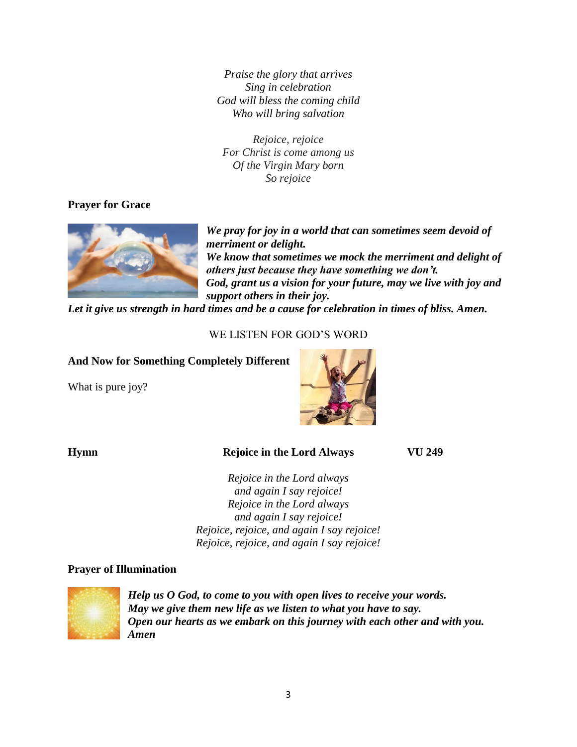*Praise the glory that arrives*
*Sing in celebration*
*God will bless the coming child*
*Who will bring salvation*

*Rejoice, rejoice*
*For Christ is come among us*
*Of the Virgin Mary born*
*So rejoice*

**Prayer for Grace**

***We pray for joy in a world that can sometimes seem devoid of merriment or delight.***
***We know that sometimes we mock the merriment and delight of others just because they have something we don't.***
***God, grant us a vision for your future, may we live with joy and support others in their joy.***
***Let it give us strength in hard times and be a cause for celebration in times of bliss. Amen.***

WE LISTEN FOR GOD'S WORD

**And Now for Something Completely Different**

What is pure joy?

**Hymn** **Rejoice in the Lord Always** **VU 249**

*Rejoice in the Lord always*
*and again I say rejoice!*
*Rejoice in the Lord always*
*and again I say rejoice!*
*Rejoice, rejoice, and again I say rejoice!*
*Rejoice, rejoice, and again I say rejoice!*

**Prayer of Illumination**

***Help us O God, to come to you with open lives to receive your words.***
***May we give them new life as we listen to what you have to say.***
***Open our hearts as we embark on this journey with each other and with you.***
***Amen***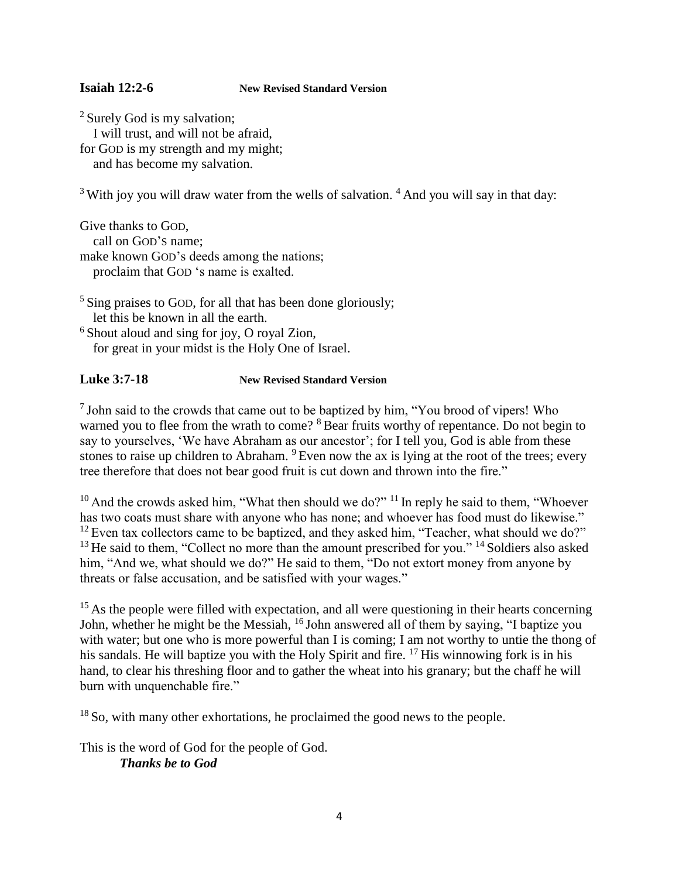**Isaiah 12:2-6** **New Revised Standard Version**

[2] Surely God is my salvation;
   I will trust, and will not be afraid,
for GOD is my strength and my might;
   and has become my salvation.

[3] With joy you will draw water from the wells of salvation. [4] And you will say in that day:

Give thanks to GOD,
   call on GOD'S name;
make known GOD's deeds among the nations;
   proclaim that GOD 's name is exalted.

[5] Sing praises to GOD, for all that has been done gloriously;
   let this be known in all the earth.
[6] Shout aloud and sing for joy, O royal Zion,
   for great in your midst is the Holy One of Israel.

**Luke 3:7-18** **New Revised Standard Version**

[7] John said to the crowds that came out to be baptized by him, "You brood of vipers! Who warned you to flee from the wrath to come? [8] Bear fruits worthy of repentance. Do not begin to say to yourselves, 'We have Abraham as our ancestor'; for I tell you, God is able from these stones to raise up children to Abraham. [9] Even now the ax is lying at the root of the trees; every tree therefore that does not bear good fruit is cut down and thrown into the fire."

[10] And the crowds asked him, "What then should we do?" [11] In reply he said to them, "Whoever has two coats must share with anyone who has none; and whoever has food must do likewise." [12] Even tax collectors came to be baptized, and they asked him, "Teacher, what should we do?" [13] He said to them, "Collect no more than the amount prescribed for you." [14] Soldiers also asked him, "And we, what should we do?" He said to them, "Do not extort money from anyone by threats or false accusation, and be satisfied with your wages."

[15] As the people were filled with expectation, and all were questioning in their hearts concerning John, whether he might be the Messiah, [16] John answered all of them by saying, "I baptize you with water; but one who is more powerful than I is coming; I am not worthy to untie the thong of his sandals. He will baptize you with the Holy Spirit and fire. [17] His winnowing fork is in his hand, to clear his threshing floor and to gather the wheat into his granary; but the chaff he will burn with unquenchable fire."

[18] So, with many other exhortations, he proclaimed the good news to the people.

This is the word of God for the people of God.
   ***Thanks be to God***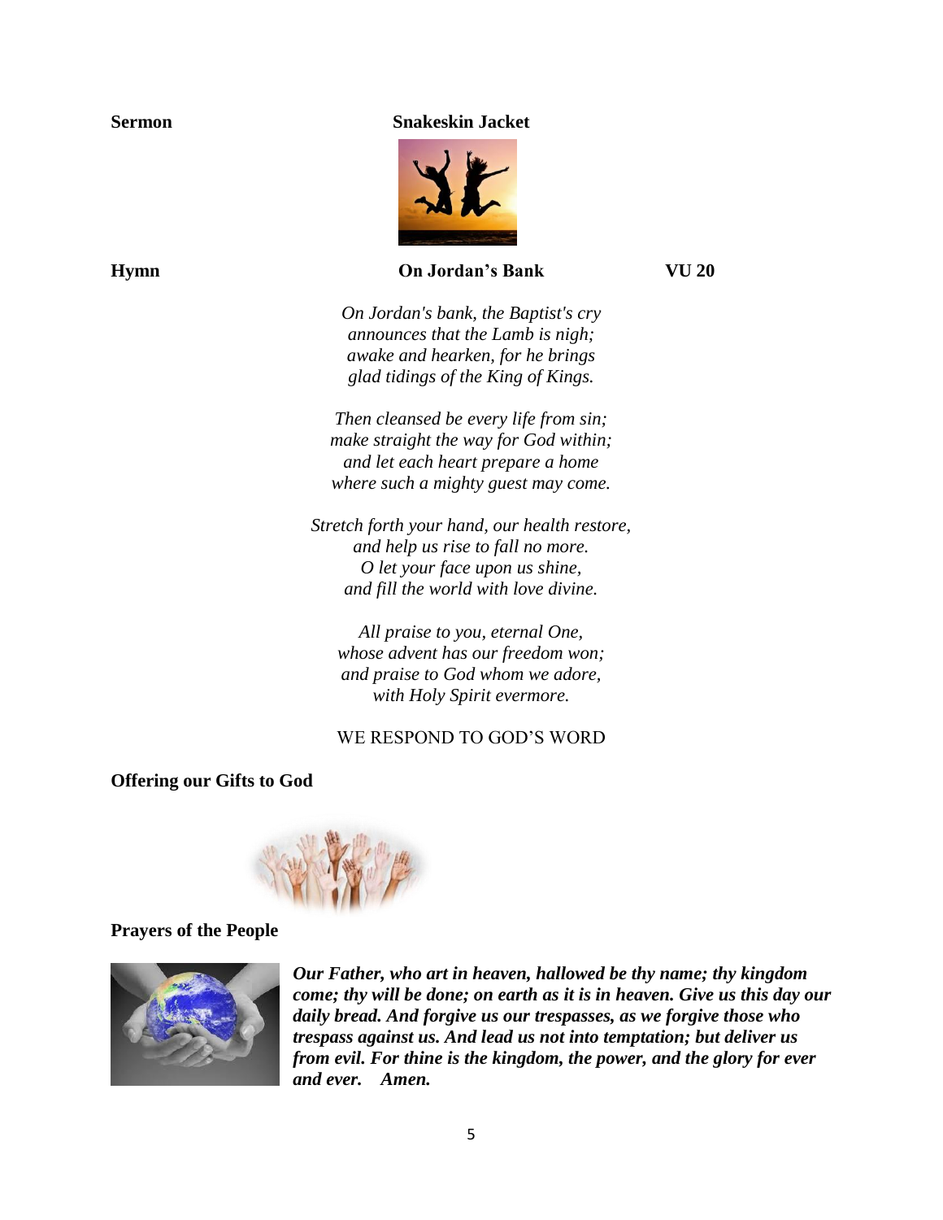**Sermon** **Snakeskin Jacket**

**Hymn** **On Jordan's Bank** **VU 20**

*On Jordan's bank, the Baptist's cry*
*announces that the Lamb is nigh;*
*awake and hearken, for he brings*
*glad tidings of the King of Kings.*

*Then cleansed be every life from sin;*
*make straight the way for God within;*
*and let each heart prepare a home*
*where such a mighty guest may come.*

*Stretch forth your hand, our health restore,*
*and help us rise to fall no more.*
*O let your face upon us shine,*
*and fill the world with love divine.*

*All praise to you, eternal One,*
*whose advent has our freedom won;*
*and praise to God whom we adore,*
*with Holy Spirit evermore.*

WE RESPOND TO GOD'S WORD

**Offering our Gifts to God**

**Prayers of the People**

***Our Father, who art in heaven, hallowed be thy name; thy kingdom come; thy will be done; on earth as it is in heaven. Give us this day our daily bread. And forgive us our trespasses, as we forgive those who trespass against us. And lead us not into temptation; but deliver us from evil. For thine is the kingdom, the power, and the glory for ever and ever. Amen.***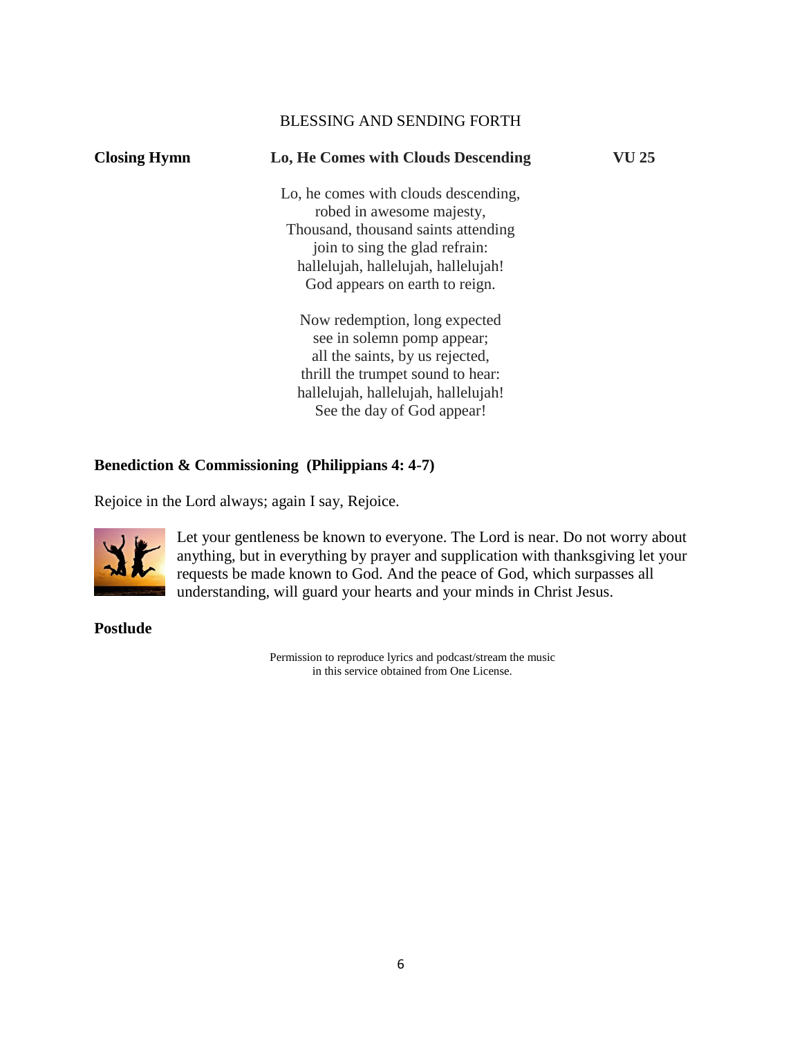## BLESSING AND SENDING FORTH

**Closing Hymn** **Lo, He Comes with Clouds Descending** **VU 25**

Lo, he comes with clouds descending,
robed in awesome majesty,
Thousand, thousand saints attending
join to sing the glad refrain:
hallelujah, hallelujah, hallelujah!
God appears on earth to reign.

Now redemption, long expected
see in solemn pomp appear;
all the saints, by us rejected,
thrill the trumpet sound to hear:
hallelujah, hallelujah, hallelujah!
See the day of God appear!

**Benediction & Commissioning (Philippians 4: 4-7)**

Rejoice in the Lord always; again I say, Rejoice.

Let your gentleness be known to everyone. The Lord is near. Do not worry about anything, but in everything by prayer and supplication with thanksgiving let your requests be made known to God. And the peace of God, which surpasses all understanding, will guard your hearts and your minds in Christ Jesus.

**Postlude**

Permission to reproduce lyrics and podcast/stream the music in this service obtained from One License.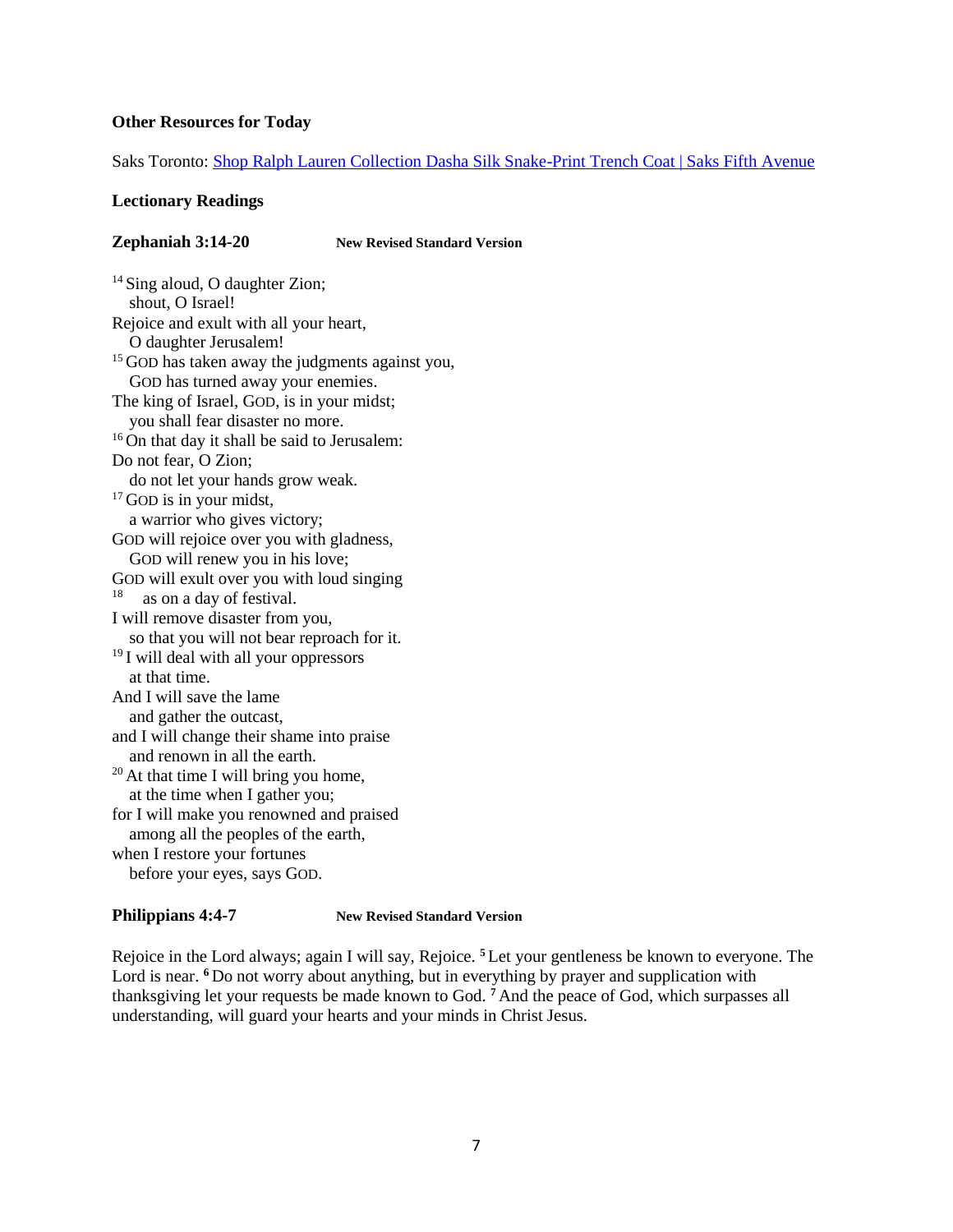**Other Resources for Today**

Saks Toronto: [Shop Ralph Lauren Collection Dasha Silk Snake-Print Trench Coat | Saks Fifth Avenue]

**Lectionary Readings**

**Zephaniah 3:14-20** **New Revised Standard Version**

[14] Sing aloud, O daughter Zion;
shout, O Israel!
Rejoice and exult with all your heart,
O daughter Jerusalem!
[15] GOD has taken away the judgments against you,
GOD has turned away your enemies.
The king of Israel, GOD, is in your midst;
you shall fear disaster no more.
[16] On that day it shall be said to Jerusalem:
Do not fear, O Zion;
do not let your hands grow weak.
[17] GOD is in your midst,
a warrior who gives victory;
GOD will rejoice over you with gladness,
GOD will renew you in his love;
GOD will exult over you with loud singing
[18] as on a day of festival.
I will remove disaster from you,
so that you will not bear reproach for it.
[19] I will deal with all your oppressors
at that time.
And I will save the lame
and gather the outcast,
and I will change their shame into praise
and renown in all the earth.
[20] At that time I will bring you home,
at the time when I gather you;
for I will make you renowned and praised
among all the peoples of the earth,
when I restore your fortunes
before your eyes, says GOD.

**Philippians 4:4-7** **New Revised Standard Version**

Rejoice in the Lord always; again I will say, Rejoice. [5] Let your gentleness be known to everyone. The Lord is near. [6] Do not worry about anything, but in everything by prayer and supplication with thanksgiving let your requests be made known to God. [7] And the peace of God, which surpasses all understanding, will guard your hearts and your minds in Christ Jesus.